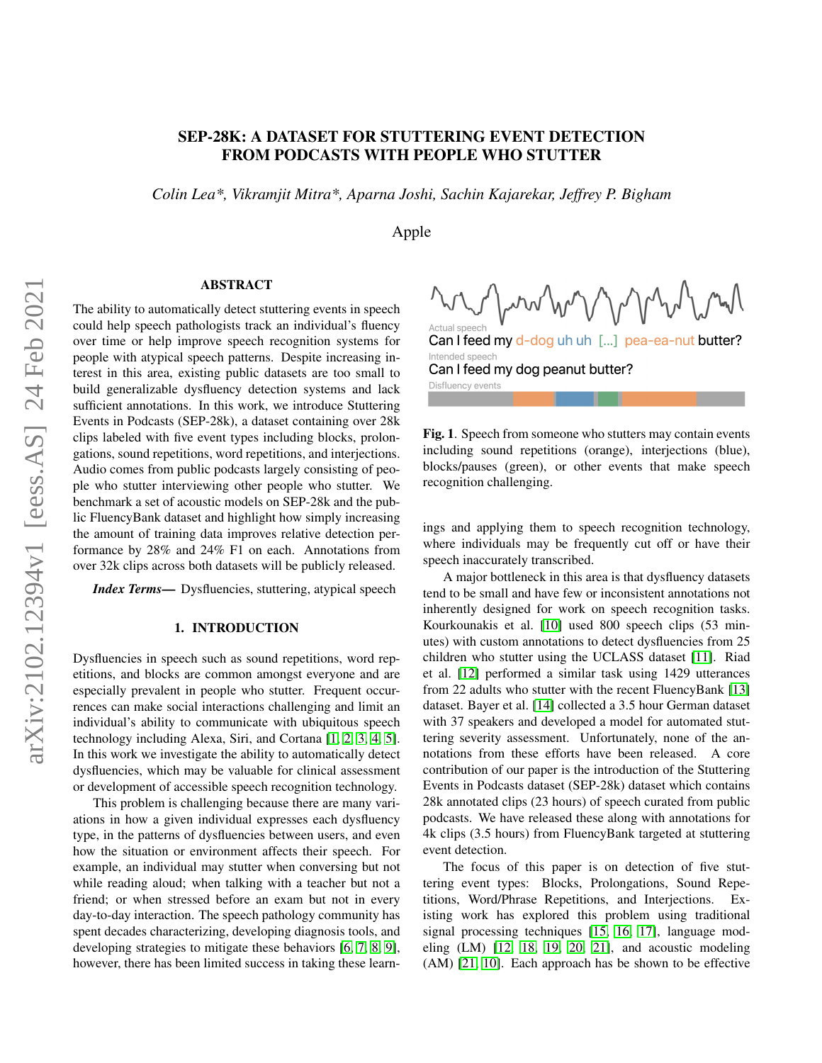# SEP-28K: A DATASET FOR STUTTERING EVENT DETECTION FROM PODCASTS WITH PEOPLE WHO STUTTER

*Colin Lea\*, Vikramjit Mitra\*, Aparna Joshi, Sachin Kajarekar, Jeffrey P. Bigham*

Apple

## ABSTRACT

The ability to automatically detect stuttering events in speech could help speech pathologists track an individual's fluency over time or help improve speech recognition systems for people with atypical speech patterns. Despite increasing interest in this area, existing public datasets are too small to build generalizable dysfluency detection systems and lack sufficient annotations. In this work, we introduce Stuttering Events in Podcasts (SEP-28k), a dataset containing over 28k clips labeled with five event types including blocks, prolongations, sound repetitions, word repetitions, and interjections. Audio comes from public podcasts largely consisting of people who stutter interviewing other people who stutter. We benchmark a set of acoustic models on SEP-28k and the public FluencyBank dataset and highlight how simply increasing the amount of training data improves relative detection performance by 28% and 24% F1 on each. Annotations from over 32k clips across both datasets will be publicly released.

***Index Terms*—** Dysfluencies, stuttering, atypical speech

## 1. INTRODUCTION

Dysfluencies in speech such as sound repetitions, word repetitions, and blocks are common amongst everyone and are especially prevalent in people who stutter. Frequent occurrences can make social interactions challenging and limit an individual's ability to communicate with ubiquitous speech technology including Alexa, Siri, and Cortana [1, 2, 3, 4, 5]. In this work we investigate the ability to automatically detect dysfluencies, which may be valuable for clinical assessment or development of accessible speech recognition technology.

This problem is challenging because there are many variations in how a given individual expresses each dysfluency type, in the patterns of dysfluencies between users, and even how the situation or environment affects their speech. For example, an individual may stutter when conversing but not while reading aloud; when talking with a teacher but not a friend; or when stressed before an exam but not in every day-to-day interaction. The speech pathology community has spent decades characterizing, developing diagnosis tools, and developing strategies to mitigate these behaviors [6, 7, 8, 9], however, there has been limited success in taking these learnings and applying them to speech recognition technology, where individuals may be frequently cut off or have their speech inaccurately transcribed.

Actual speech
Can I feed my d-dog uh uh [...] pea-ea-nut butter?
Intended speech
Can I feed my dog peanut butter?
Disfluency events

**Fig. 1**. Speech from someone who stutters may contain events including sound repetitions (orange), interjections (blue), blocks/pauses (green), or other events that make speech recognition challenging.

A major bottleneck in this area is that dysfluency datasets tend to be small and have few or inconsistent annotations not inherently designed for work on speech recognition tasks. Kourkounakis et al. [10] used 800 speech clips (53 minutes) with custom annotations to detect dysfluencies from 25 children who stutter using the UCLASS dataset [11]. Riad et al. [12] performed a similar task using 1429 utterances from 22 adults who stutter with the recent FluencyBank [13] dataset. Bayer et al. [14] collected a 3.5 hour German dataset with 37 speakers and developed a model for automated stuttering severity assessment. Unfortunately, none of the annotations from these efforts have been released. A core contribution of our paper is the introduction of the Stuttering Events in Podcasts dataset (SEP-28k) dataset which contains 28k annotated clips (23 hours) of speech curated from public podcasts. We have released these along with annotations for 4k clips (3.5 hours) from FluencyBank targeted at stuttering event detection.

The focus of this paper is on detection of five stuttering event types: Blocks, Prolongations, Sound Repetitions, Word/Phrase Repetitions, and Interjections. Existing work has explored this problem using traditional signal processing techniques [15, 16, 17], language modeling (LM) [12, 18, 19, 20, 21], and acoustic modeling (AM) [21, 10]. Each approach has be shown to be effective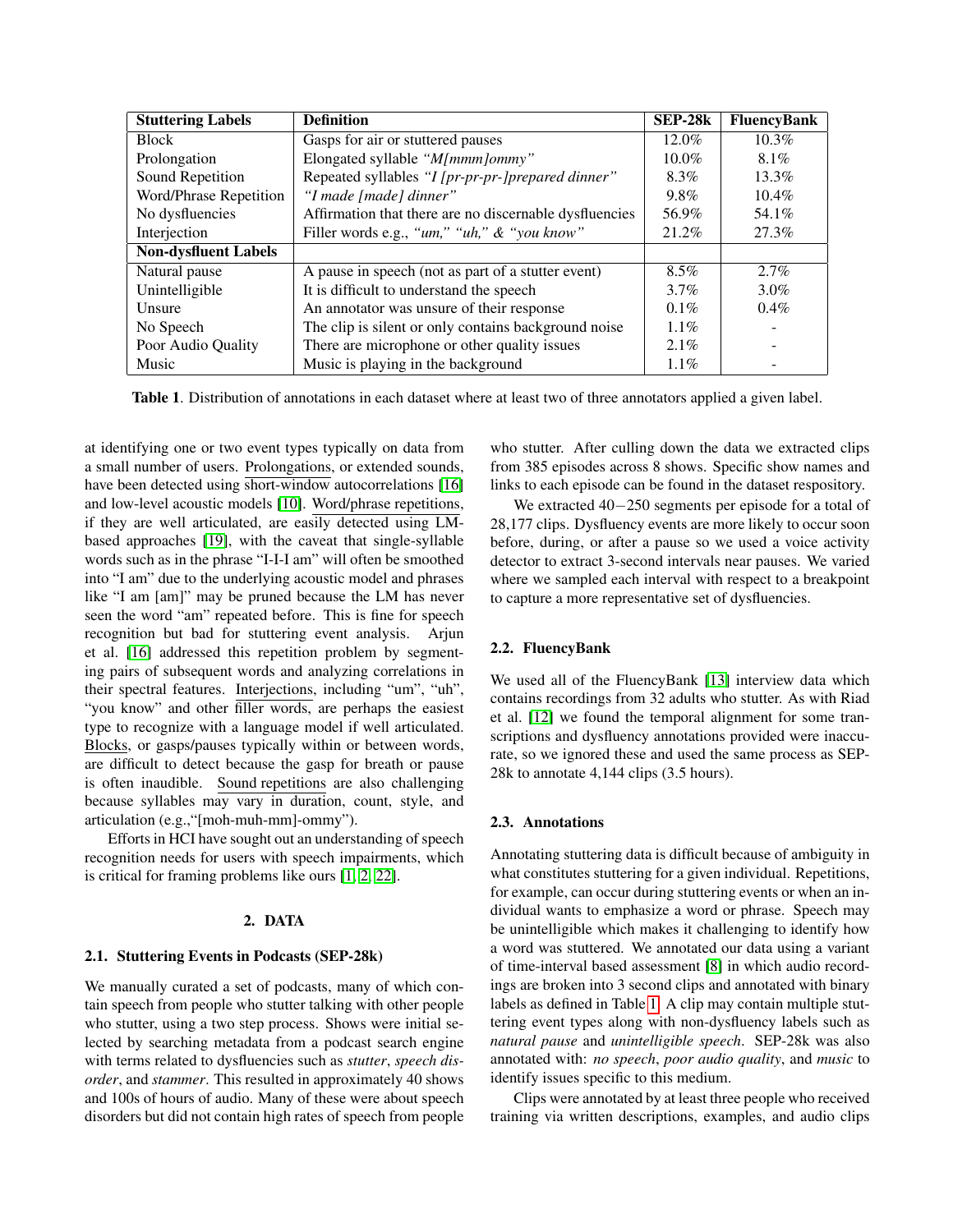| Stuttering Labels | Definition | SEP-28k | FluencyBank |
| --- | --- | --- | --- |
| Block | Gasps for air or stuttered pauses | 12.0% | 10.3% |
| Prolongation | Elongated syllable *"M[mmm]ommy"* | 10.0% | 8.1% |
| Sound Repetition | Repeated syllables *"I [pr-pr-pr-]prepared dinner"* | 8.3% | 13.3% |
| Word/Phrase Repetition | *"I made [made] dinner"* | 9.8% | 10.4% |
| No dysfluencies | Affirmation that there are no discernable dysfluencies | 56.9% | 54.1% |
| Interjection | Filler words e.g., *"um," "uh," & "you know"* | 21.2% | 27.3% |
| **Non-dysfluent Labels** | | | |
| Natural pause | A pause in speech (not as part of a stutter event) | 8.5% | 2.7% |
| Unintelligible | It is difficult to understand the speech | 3.7% | 3.0% |
| Unsure | An annotator was unsure of their response | 0.1% | 0.4% |
| No Speech | The clip is silent or only contains background noise | 1.1% | - |
| Poor Audio Quality | There are microphone or other quality issues | 2.1% | - |
| Music | Music is playing in the background | 1.1% | - |

**Table 1**. Distribution of annotations in each dataset where at least two of three annotators applied a given label.

at identifying one or two event types typically on data from a small number of users. Prolongations, or extended sounds, have been detected using short-window autocorrelations [16] and low-level acoustic models [10]. Word/phrase repetitions, if they are well articulated, are easily detected using LM-based approaches [19], with the caveat that single-syllable words such as in the phrase "I-I-I am" will often be smoothed into "I am" due to the underlying acoustic model and phrases like "I am [am]" may be pruned because the LM has never seen the word "am" repeated before. This is fine for speech recognition but bad for stuttering event analysis. Arjun et al. [16] addressed this repetition problem by segmenting pairs of subsequent words and analyzing correlations in their spectral features. Interjections, including "um", "uh", "you know" and other filler words, are perhaps the easiest type to recognize with a language model if well articulated. Blocks, or gasps/pauses typically within or between words, are difficult to detect because the gasp for breath or pause is often inaudible. Sound repetitions are also challenging because syllables may vary in duration, count, style, and articulation (e.g.,"[moh-muh-mm]-ommy").

Efforts in HCI have sought out an understanding of speech recognition needs for users with speech impairments, which is critical for framing problems like ours [1, 2, 22].

## 2. DATA

### 2.1. Stuttering Events in Podcasts (SEP-28k)

We manually curated a set of podcasts, many of which contain speech from people who stutter talking with other people who stutter, using a two step process. Shows were initial selected by searching metadata from a podcast search engine with terms related to dysfluencies such as *stutter*, *speech disorder*, and *stammer*. This resulted in approximately 40 shows and 100s of hours of audio. Many of these were about speech disorders but did not contain high rates of speech from people who stutter. After culling down the data we extracted clips from 385 episodes across 8 shows. Specific show names and links to each episode can be found in the dataset respository.

We extracted 40−250 segments per episode for a total of 28,177 clips. Dysfluency events are more likely to occur soon before, during, or after a pause so we used a voice activity detector to extract 3-second intervals near pauses. We varied where we sampled each interval with respect to a breakpoint to capture a more representative set of dysfluencies.

### 2.2. FluencyBank

We used all of the FluencyBank [13] interview data which contains recordings from 32 adults who stutter. As with Riad et al. [12] we found the temporal alignment for some transcriptions and dysfluency annotations provided were inaccurate, so we ignored these and used the same process as SEP-28k to annotate 4,144 clips (3.5 hours).

### 2.3. Annotations

Annotating stuttering data is difficult because of ambiguity in what constitutes stuttering for a given individual. Repetitions, for example, can occur during stuttering events or when an individual wants to emphasize a word or phrase. Speech may be unintelligible which makes it challenging to identify how a word was stuttered. We annotated our data using a variant of time-interval based assessment [8] in which audio recordings are broken into 3 second clips and annotated with binary labels as defined in Table 1. A clip may contain multiple stuttering event types along with non-dysfluency labels such as *natural pause* and *unintelligible speech*. SEP-28k was also annotated with: *no speech*, *poor audio quality*, and *music* to identify issues specific to this medium.

Clips were annotated by at least three people who received training via written descriptions, examples, and audio clips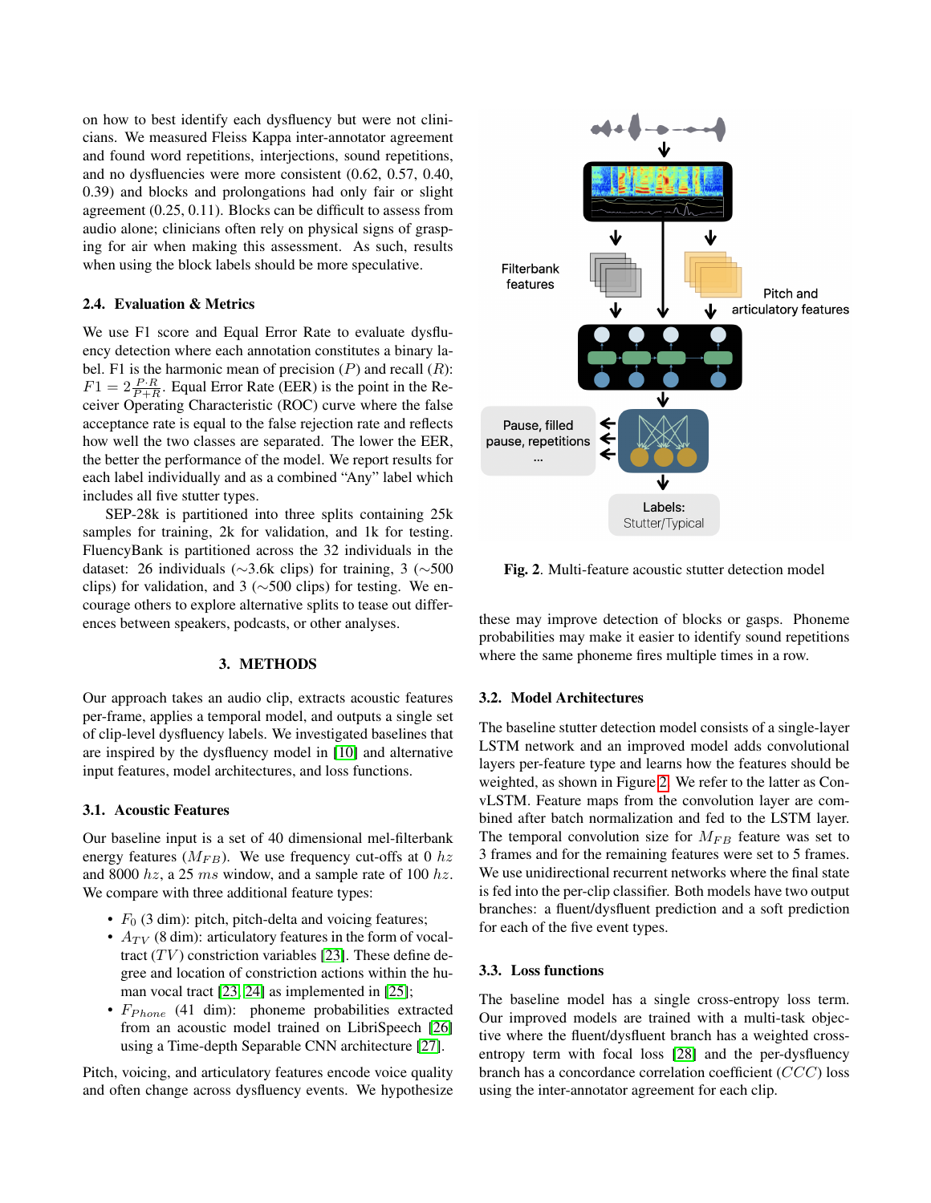on how to best identify each dysfluency but were not clinicians. We measured Fleiss Kappa inter-annotator agreement and found word repetitions, interjections, sound repetitions, and no dysfluencies were more consistent (0.62, 0.57, 0.40, 0.39) and blocks and prolongations had only fair or slight agreement (0.25, 0.11). Blocks can be difficult to assess from audio alone; clinicians often rely on physical signs of grasping for air when making this assessment. As such, results when using the block labels should be more speculative.

### 2.4. Evaluation & Metrics

We use F1 score and Equal Error Rate to evaluate dysfluency detection where each annotation constitutes a binary label. F1 is the harmonic mean of precision ($P$) and recall ($R$): $F1 = 2\frac{P \cdot R}{P+R}$. Equal Error Rate (EER) is the point in the Receiver Operating Characteristic (ROC) curve where the false acceptance rate is equal to the false rejection rate and reflects how well the two classes are separated. The lower the EER, the better the performance of the model. We report results for each label individually and as a combined "Any" label which includes all five stutter types.

SEP-28k is partitioned into three splits containing 25k samples for training, 2k for validation, and 1k for testing. FluencyBank is partitioned across the 32 individuals in the dataset: 26 individuals (∼3.6k clips) for training, 3 (∼500 clips) for validation, and 3 (∼500 clips) for testing. We encourage others to explore alternative splits to tease out differences between speakers, podcasts, or other analyses.

## 3. METHODS

Our approach takes an audio clip, extracts acoustic features per-frame, applies a temporal model, and outputs a single set of clip-level dysfluency labels. We investigated baselines that are inspired by the dysfluency model in [10] and alternative input features, model architectures, and loss functions.

### 3.1. Acoustic Features

Our baseline input is a set of 40 dimensional mel-filterbank energy features ($M_{FB}$). We use frequency cut-offs at 0 $hz$ and 8000 $hz$, a 25 $ms$ window, and a sample rate of 100 $hz$. We compare with three additional feature types:

- $F_0$ (3 dim): pitch, pitch-delta and voicing features;
- $A_{TV}$ (8 dim): articulatory features in the form of vocal-tract ($TV$) constriction variables [23]. These define degree and location of constriction actions within the human vocal tract [23, 24] as implemented in [25];
- $F_{Phone}$ (41 dim): phoneme probabilities extracted from an acoustic model trained on LibriSpeech [26] using a Time-depth Separable CNN architecture [27].

Pitch, voicing, and articulatory features encode voice quality and often change across dysfluency events. We hypothesize these may improve detection of blocks or gasps. Phoneme probabilities may make it easier to identify sound repetitions where the same phoneme fires multiple times in a row.

Filterbank features

Pitch and articulatory features

Pause, filled pause, repetitions ...

Labels: Stutter/Typical

**Fig. 2**. Multi-feature acoustic stutter detection model

### 3.2. Model Architectures

The baseline stutter detection model consists of a single-layer LSTM network and an improved model adds convolutional layers per-feature type and learns how the features should be weighted, as shown in Figure 2. We refer to the latter as ConvLSTM. Feature maps from the convolution layer are combined after batch normalization and fed to the LSTM layer. The temporal convolution size for $M_{FB}$ feature was set to 3 frames and for the remaining features were set to 5 frames. We use unidirectional recurrent networks where the final state is fed into the per-clip classifier. Both models have two output branches: a fluent/dysfluent prediction and a soft prediction for each of the five event types.

### 3.3. Loss functions

The baseline model has a single cross-entropy loss term. Our improved models are trained with a multi-task objective where the fluent/dysfluent branch has a weighted cross-entropy term with focal loss [28] and the per-dysfluency branch has a concordance correlation coefficient ($CCC$) loss using the inter-annotator agreement for each clip.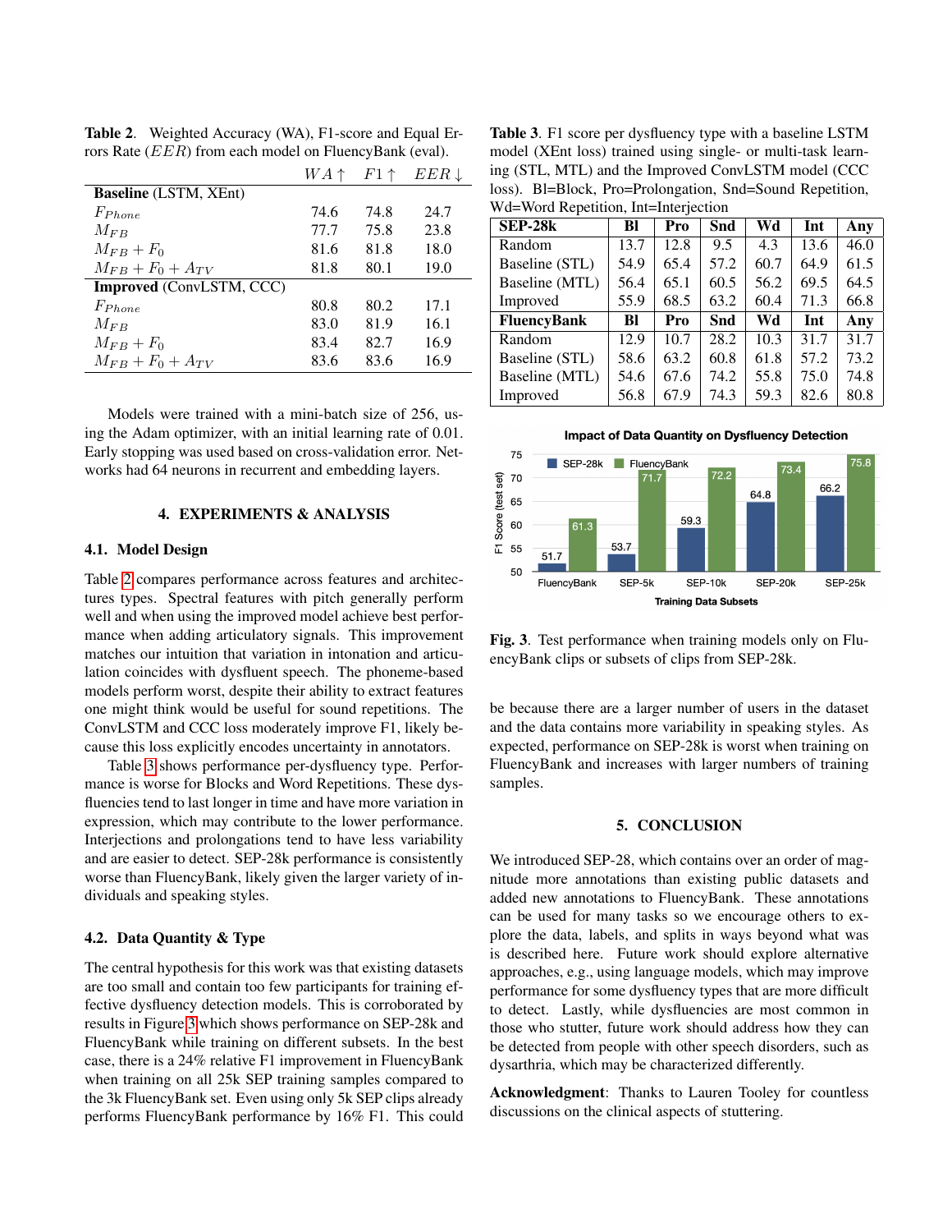**Table 2**. Weighted Accuracy (WA), F1-score and Equal Errors Rate ($EER$) from each model on FluencyBank (eval).

| | $WA\uparrow$ | $F1\uparrow$ | $EER\downarrow$ |
|---|---|---|---|
| **Baseline** (LSTM, XEnt) | | | |
| $F_{Phone}$ | 74.6 | 74.8 | 24.7 |
| $M_{FB}$ | 77.7 | 75.8 | 23.8 |
| $M_{FB}+F_0$ | 81.6 | 81.8 | 18.0 |
| $M_{FB}+F_0+A_{TV}$ | 81.8 | 80.1 | 19.0 |
| **Improved** (ConvLSTM, CCC) | | | |
| $F_{Phone}$ | 80.8 | 80.2 | 17.1 |
| $M_{FB}$ | 83.0 | 81.9 | 16.1 |
| $M_{FB}+F_0$ | 83.4 | 82.7 | 16.9 |
| $M_{FB}+F_0+A_{TV}$ | 83.6 | 83.6 | 16.9 |

Models were trained with a mini-batch size of 256, using the Adam optimizer, with an initial learning rate of 0.01. Early stopping was used based on cross-validation error. Networks had 64 neurons in recurrent and embedding layers.

## 4. EXPERIMENTS & ANALYSIS

### 4.1. Model Design

Table 2 compares performance across features and architectures types. Spectral features with pitch generally perform well and when using the improved model achieve best performance when adding articulatory signals. This improvement matches our intuition that variation in intonation and articulation coincides with dysfluent speech. The phoneme-based models perform worst, despite their ability to extract features one might think would be useful for sound repetitions. The ConvLSTM and CCC loss moderately improve F1, likely because this loss explicitly encodes uncertainty in annotators.

Table 3 shows performance per-dysfluency type. Performance is worse for Blocks and Word Repetitions. These dysfluencies tend to last longer in time and have more variation in expression, which may contribute to the lower performance. Interjections and prolongations tend to have less variability and are easier to detect. SEP-28k performance is consistently worse than FluencyBank, likely given the larger variety of individuals and speaking styles.

### 4.2. Data Quantity & Type

The central hypothesis for this work was that existing datasets are too small and contain too few participants for training effective dysfluency detection models. This is corroborated by results in Figure 3 which shows performance on SEP-28k and FluencyBank while training on different subsets. In the best case, there is a 24% relative F1 improvement in FluencyBank when training on all 25k SEP training samples compared to the 3k FluencyBank set. Even using only 5k SEP clips already performs FluencyBank performance by 16% F1. This could be because there are a larger number of users in the dataset and the data contains more variability in speaking styles. As expected, performance on SEP-28k is worst when training on FluencyBank and increases with larger numbers of training samples.

**Table 3**. F1 score per dysfluency type with a baseline LSTM model (XEnt loss) trained using single- or multi-task learning (STL, MTL) and the Improved ConvLSTM model (CCC loss). Bl=Block, Pro=Prolongation, Snd=Sound Repetition, Wd=Word Repetition, Int=Interjection

| **SEP-28k** | **Bl** | **Pro** | **Snd** | **Wd** | **Int** | **Any** |
|---|---|---|---|---|---|---|
| Random | 13.7 | 12.8 | 9.5 | 4.3 | 13.6 | 46.0 |
| Baseline (STL) | 54.9 | 65.4 | 57.2 | 60.7 | 64.9 | 61.5 |
| Baseline (MTL) | 56.4 | 65.1 | 60.5 | 56.2 | 69.5 | 64.5 |
| Improved | 55.9 | 68.5 | 63.2 | 60.4 | 71.3 | 66.8 |
| **FluencyBank** | **Bl** | **Pro** | **Snd** | **Wd** | **Int** | **Any** |
| Random | 12.9 | 10.7 | 28.2 | 10.3 | 31.7 | 31.7 |
| Baseline (STL) | 58.6 | 63.2 | 60.8 | 61.8 | 57.2 | 73.2 |
| Baseline (MTL) | 54.6 | 67.6 | 74.2 | 55.8 | 75.0 | 74.8 |
| Improved | 56.8 | 67.9 | 74.3 | 59.3 | 82.6 | 80.8 |

**Impact of Data Quantity on Dysfluency Detection**

F1 Score (test set) by Training Data Subsets:

| Training Data Subsets | SEP-28k | FluencyBank |
|---|---|---|
| FluencyBank | 51.7 | 61.3 |
| SEP-5k | 53.7 | 71.7 |
| SEP-10k | 59.3 | 72.2 |
| SEP-20k | 64.8 | 73.4 |
| SEP-25k | 66.2 | 75.8 |

**Fig. 3**. Test performance when training models only on FluencyBank clips or subsets of clips from SEP-28k.

## 5. CONCLUSION

We introduced SEP-28, which contains over an order of magnitude more annotations than existing public datasets and added new annotations to FluencyBank. These annotations can be used for many tasks so we encourage others to explore the data, labels, and splits in ways beyond what was is described here. Future work should explore alternative approaches, e.g., using language models, which may improve performance for some dysfluency types that are more difficult to detect. Lastly, while dysfluencies are most common in those who stutter, future work should address how they can be detected from people with other speech disorders, such as dysarthria, which may be characterized differently.

**Acknowledgment**: Thanks to Lauren Tooley for countless discussions on the clinical aspects of stuttering.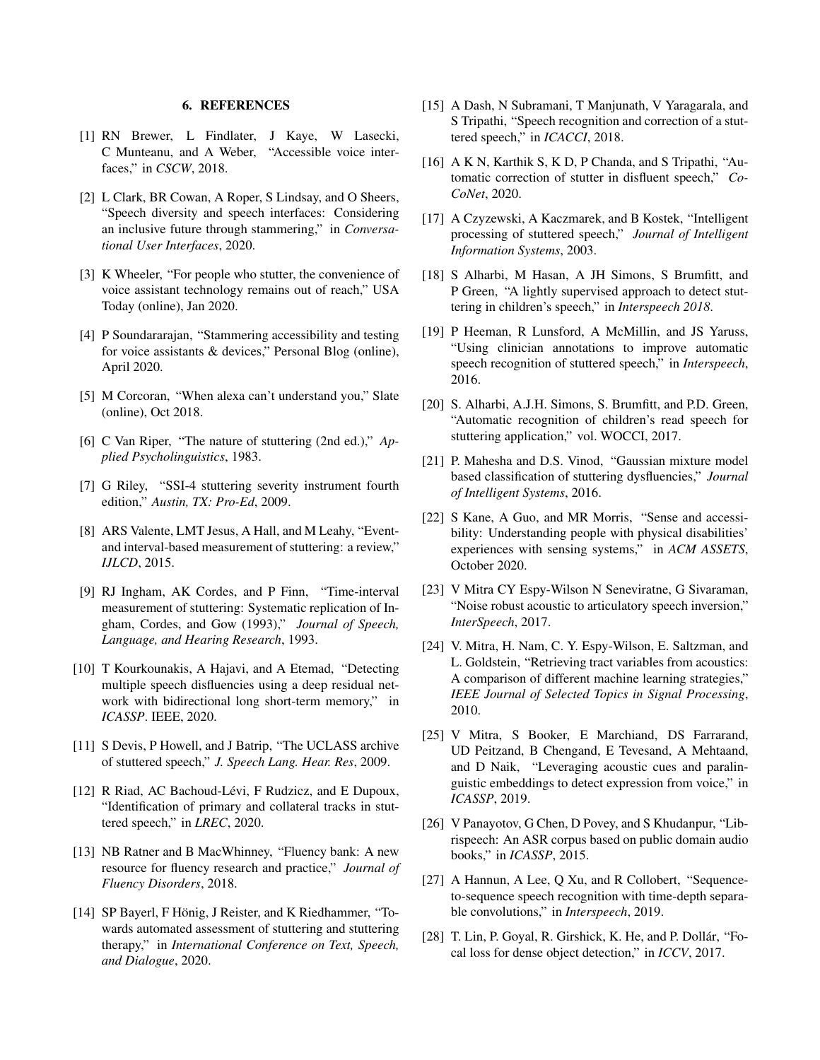## 6. REFERENCES

[1] RN Brewer, L Findlater, J Kaye, W Lasecki, C Munteanu, and A Weber, "Accessible voice interfaces," in *CSCW*, 2018.

[2] L Clark, BR Cowan, A Roper, S Lindsay, and O Sheers, "Speech diversity and speech interfaces: Considering an inclusive future through stammering," in *Conversational User Interfaces*, 2020.

[3] K Wheeler, "For people who stutter, the convenience of voice assistant technology remains out of reach," USA Today (online), Jan 2020.

[4] P Soundararajan, "Stammering accessibility and testing for voice assistants & devices," Personal Blog (online), April 2020.

[5] M Corcoran, "When alexa can't understand you," Slate (online), Oct 2018.

[6] C Van Riper, "The nature of stuttering (2nd ed.)," *Applied Psycholinguistics*, 1983.

[7] G Riley, "SSI-4 stuttering severity instrument fourth edition," *Austin, TX: Pro-Ed*, 2009.

[8] ARS Valente, LMT Jesus, A Hall, and M Leahy, "Event- and interval-based measurement of stuttering: a review," *IJLCD*, 2015.

[9] RJ Ingham, AK Cordes, and P Finn, "Time-interval measurement of stuttering: Systematic replication of Ingham, Cordes, and Gow (1993)," *Journal of Speech, Language, and Hearing Research*, 1993.

[10] T Kourkounakis, A Hajavi, and A Etemad, "Detecting multiple speech disfluencies using a deep residual network with bidirectional long short-term memory," in *ICASSP*. IEEE, 2020.

[11] S Devis, P Howell, and J Batrip, "The UCLASS archive of stuttered speech," *J. Speech Lang. Hear. Res*, 2009.

[12] R Riad, AC Bachoud-Lévi, F Rudzicz, and E Dupoux, "Identification of primary and collateral tracks in stuttered speech," in *LREC*, 2020.

[13] NB Ratner and B MacWhinney, "Fluency bank: A new resource for fluency research and practice," *Journal of Fluency Disorders*, 2018.

[14] SP Bayerl, F Hönig, J Reister, and K Riedhammer, "Towards automated assessment of stuttering and stuttering therapy," in *International Conference on Text, Speech, and Dialogue*, 2020.

[15] A Dash, N Subramani, T Manjunath, V Yaragarala, and S Tripathi, "Speech recognition and correction of a stuttered speech," in *ICACCI*, 2018.

[16] A K N, Karthik S, K D, P Chanda, and S Tripathi, "Automatic correction of stutter in disfluent speech," *CoCoNet*, 2020.

[17] A Czyzewski, A Kaczmarek, and B Kostek, "Intelligent processing of stuttered speech," *Journal of Intelligent Information Systems*, 2003.

[18] S Alharbi, M Hasan, A JH Simons, S Brumfitt, and P Green, "A lightly supervised approach to detect stuttering in children's speech," in *Interspeech 2018*.

[19] P Heeman, R Lunsford, A McMillin, and JS Yaruss, "Using clinician annotations to improve automatic speech recognition of stuttered speech," in *Interspeech*, 2016.

[20] S. Alharbi, A.J.H. Simons, S. Brumfitt, and P.D. Green, "Automatic recognition of children's read speech for stuttering application," vol. WOCCI, 2017.

[21] P. Mahesha and D.S. Vinod, "Gaussian mixture model based classification of stuttering dysfluencies," *Journal of Intelligent Systems*, 2016.

[22] S Kane, A Guo, and MR Morris, "Sense and accessibility: Understanding people with physical disabilities' experiences with sensing systems," in *ACM ASSETS*, October 2020.

[23] V Mitra CY Espy-Wilson N Seneviratne, G Sivaraman, "Noise robust acoustic to articulatory speech inversion," *InterSpeech*, 2017.

[24] V. Mitra, H. Nam, C. Y. Espy-Wilson, E. Saltzman, and L. Goldstein, "Retrieving tract variables from acoustics: A comparison of different machine learning strategies," *IEEE Journal of Selected Topics in Signal Processing*, 2010.

[25] V Mitra, S Booker, E Marchiand, DS Farrarand, UD Peitzand, B Chengand, E Tevesand, A Mehtaand, and D Naik, "Leveraging acoustic cues and paralinguistic embeddings to detect expression from voice," in *ICASSP*, 2019.

[26] V Panayotov, G Chen, D Povey, and S Khudanpur, "Librispeech: An ASR corpus based on public domain audio books," in *ICASSP*, 2015.

[27] A Hannun, A Lee, Q Xu, and R Collobert, "Sequence-to-sequence speech recognition with time-depth separable convolutions," in *Interspeech*, 2019.

[28] T. Lin, P. Goyal, R. Girshick, K. He, and P. Dollár, "Focal loss for dense object detection," in *ICCV*, 2017.